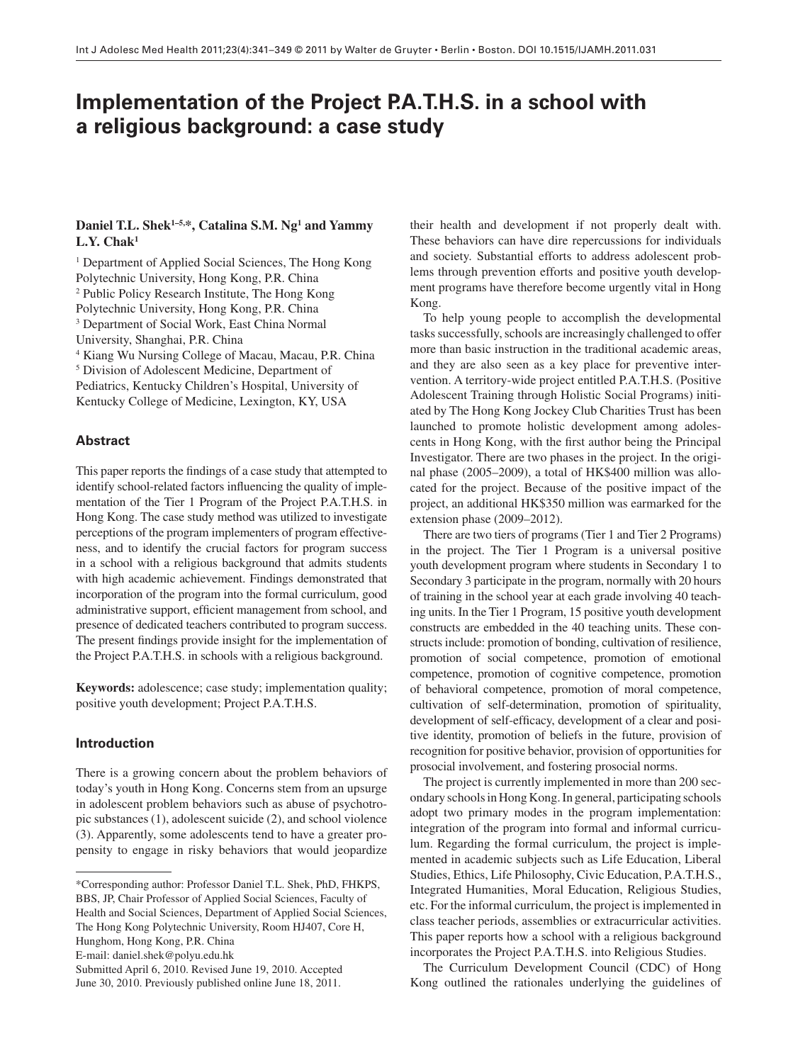# Implementation of the Project P.A.T.H.S. in a school with a religious background: a case study

**Daniel T.L. Shek[1–5,*], Catalina S.M. Ng[1] and Yammy L.Y. Chak[1]**

[1] Department of Applied Social Sciences, The Hong Kong Polytechnic University, Hong Kong, P.R. China
[2] Public Policy Research Institute, The Hong Kong Polytechnic University, Hong Kong, P.R. China
[3] Department of Social Work, East China Normal University, Shanghai, P.R. China
[4] Kiang Wu Nursing College of Macau, Macau, P.R. China
[5] Division of Adolescent Medicine, Department of Pediatrics, Kentucky Children's Hospital, University of Kentucky College of Medicine, Lexington, KY, USA

## Abstract

This paper reports the findings of a case study that attempted to identify school-related factors influencing the quality of implementation of the Tier 1 Program of the Project P.A.T.H.S. in Hong Kong. The case study method was utilized to investigate perceptions of the program implementers of program effectiveness, and to identify the crucial factors for program success in a school with a religious background that admits students with high academic achievement. Findings demonstrated that incorporation of the program into the formal curriculum, good administrative support, efficient management from school, and presence of dedicated teachers contributed to program success. The present findings provide insight for the implementation of the Project P.A.T.H.S. in schools with a religious background.

**Keywords:** adolescence; case study; implementation quality; positive youth development; Project P.A.T.H.S.

## Introduction

There is a growing concern about the problem behaviors of today's youth in Hong Kong. Concerns stem from an upsurge in adolescent problem behaviors such as abuse of psychotropic substances (1), adolescent suicide (2), and school violence (3). Apparently, some adolescents tend to have a greater propensity to engage in risky behaviors that would jeopardize their health and development if not properly dealt with. These behaviors can have dire repercussions for individuals and society. Substantial efforts to address adolescent problems through prevention efforts and positive youth development programs have therefore become urgently vital in Hong Kong.

To help young people to accomplish the developmental tasks successfully, schools are increasingly challenged to offer more than basic instruction in the traditional academic areas, and they are also seen as a key place for preventive intervention. A territory-wide project entitled P.A.T.H.S. (Positive Adolescent Training through Holistic Social Programs) initiated by The Hong Kong Jockey Club Charities Trust has been launched to promote holistic development among adolescents in Hong Kong, with the first author being the Principal Investigator. There are two phases in the project. In the original phase (2005–2009), a total of HK$400 million was allocated for the project. Because of the positive impact of the project, an additional HK$350 million was earmarked for the extension phase (2009–2012).

There are two tiers of programs (Tier 1 and Tier 2 Programs) in the project. The Tier 1 Program is a universal positive youth development program where students in Secondary 1 to Secondary 3 participate in the program, normally with 20 hours of training in the school year at each grade involving 40 teaching units. In the Tier 1 Program, 15 positive youth development constructs are embedded in the 40 teaching units. These constructs include: promotion of bonding, cultivation of resilience, promotion of social competence, promotion of emotional competence, promotion of cognitive competence, promotion of behavioral competence, promotion of moral competence, cultivation of self-determination, promotion of spirituality, development of self-efficacy, development of a clear and positive identity, promotion of beliefs in the future, provision of recognition for positive behavior, provision of opportunities for prosocial involvement, and fostering prosocial norms.

The project is currently implemented in more than 200 secondary schools in Hong Kong. In general, participating schools adopt two primary modes in the program implementation: integration of the program into formal and informal curriculum. Regarding the formal curriculum, the project is implemented in academic subjects such as Life Education, Liberal Studies, Ethics, Life Philosophy, Civic Education, P.A.T.H.S., Integrated Humanities, Moral Education, Religious Studies, etc. For the informal curriculum, the project is implemented in class teacher periods, assemblies or extracurricular activities. This paper reports how a school with a religious background incorporates the Project P.A.T.H.S. into Religious Studies.

The Curriculum Development Council (CDC) of Hong Kong outlined the rationales underlying the guidelines of

*Corresponding author: Professor Daniel T.L. Shek, PhD, FHKPS, BBS, JP, Chair Professor of Applied Social Sciences, Faculty of Health and Social Sciences, Department of Applied Social Sciences, The Hong Kong Polytechnic University, Room HJ407, Core H, Hunghom, Hong Kong, P.R. China
E-mail: daniel.shek@polyu.edu.hk
Submitted April 6, 2010. Revised June 19, 2010. Accepted June 30, 2010. Previously published online June 18, 2011.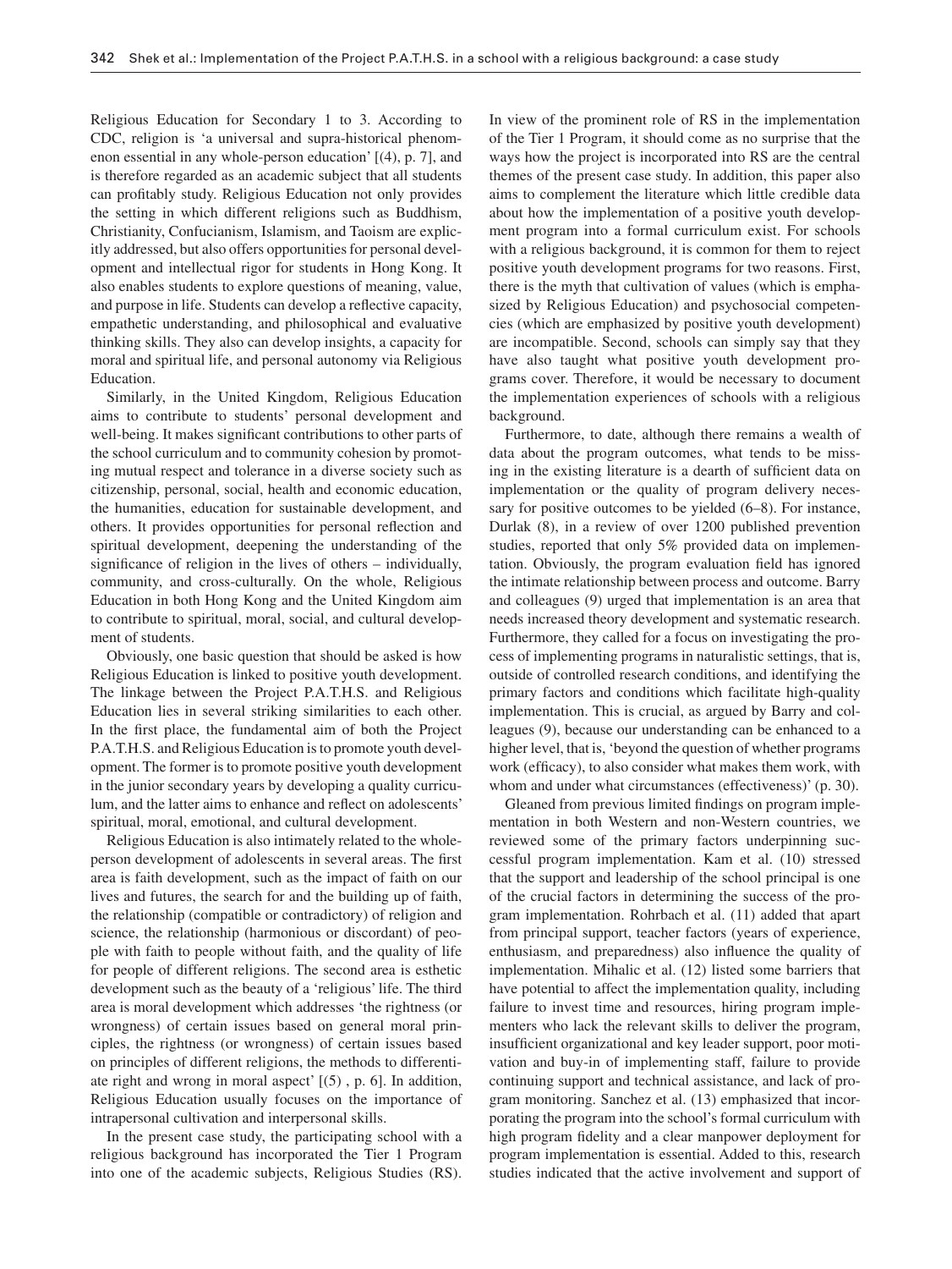Religious Education for Secondary 1 to 3. According to CDC, religion is 'a universal and supra-historical phenomenon essential in any whole-person education' [(4), p. 7], and is therefore regarded as an academic subject that all students can profitably study. Religious Education not only provides the setting in which different religions such as Buddhism, Christianity, Confucianism, Islamism, and Taoism are explicitly addressed, but also offers opportunities for personal development and intellectual rigor for students in Hong Kong. It also enables students to explore questions of meaning, value, and purpose in life. Students can develop a reflective capacity, empathetic understanding, and philosophical and evaluative thinking skills. They also can develop insights, a capacity for moral and spiritual life, and personal autonomy via Religious Education.

Similarly, in the United Kingdom, Religious Education aims to contribute to students' personal development and well-being. It makes significant contributions to other parts of the school curriculum and to community cohesion by promoting mutual respect and tolerance in a diverse society such as citizenship, personal, social, health and economic education, the humanities, education for sustainable development, and others. It provides opportunities for personal reflection and spiritual development, deepening the understanding of the significance of religion in the lives of others – individually, community, and cross-culturally. On the whole, Religious Education in both Hong Kong and the United Kingdom aim to contribute to spiritual, moral, social, and cultural development of students.

Obviously, one basic question that should be asked is how Religious Education is linked to positive youth development. The linkage between the Project P.A.T.H.S. and Religious Education lies in several striking similarities to each other. In the first place, the fundamental aim of both the Project P.A.T.H.S. and Religious Education is to promote youth development. The former is to promote positive youth development in the junior secondary years by developing a quality curriculum, and the latter aims to enhance and reflect on adolescents' spiritual, moral, emotional, and cultural development.

Religious Education is also intimately related to the whole-person development of adolescents in several areas. The first area is faith development, such as the impact of faith on our lives and futures, the search for and the building up of faith, the relationship (compatible or contradictory) of religion and science, the relationship (harmonious or discordant) of people with faith to people without faith, and the quality of life for people of different religions. The second area is esthetic development such as the beauty of a 'religious' life. The third area is moral development which addresses 'the rightness (or wrongness) of certain issues based on general moral principles, the rightness (or wrongness) of certain issues based on principles of different religions, the methods to differentiate right and wrong in moral aspect' [(5) , p. 6]. In addition, Religious Education usually focuses on the importance of intrapersonal cultivation and interpersonal skills.

In the present case study, the participating school with a religious background has incorporated the Tier 1 Program into one of the academic subjects, Religious Studies (RS). In view of the prominent role of RS in the implementation of the Tier 1 Program, it should come as no surprise that the ways how the project is incorporated into RS are the central themes of the present case study. In addition, this paper also aims to complement the literature which little credible data about how the implementation of a positive youth development program into a formal curriculum exist. For schools with a religious background, it is common for them to reject positive youth development programs for two reasons. First, there is the myth that cultivation of values (which is emphasized by Religious Education) and psychosocial competencies (which are emphasized by positive youth development) are incompatible. Second, schools can simply say that they have also taught what positive youth development programs cover. Therefore, it would be necessary to document the implementation experiences of schools with a religious background.

Furthermore, to date, although there remains a wealth of data about the program outcomes, what tends to be missing in the existing literature is a dearth of sufficient data on implementation or the quality of program delivery necessary for positive outcomes to be yielded (6–8). For instance, Durlak (8), in a review of over 1200 published prevention studies, reported that only 5% provided data on implementation. Obviously, the program evaluation field has ignored the intimate relationship between process and outcome. Barry and colleagues (9) urged that implementation is an area that needs increased theory development and systematic research. Furthermore, they called for a focus on investigating the process of implementing programs in naturalistic settings, that is, outside of controlled research conditions, and identifying the primary factors and conditions which facilitate high-quality implementation. This is crucial, as argued by Barry and colleagues (9), because our understanding can be enhanced to a higher level, that is, 'beyond the question of whether programs work (efficacy), to also consider what makes them work, with whom and under what circumstances (effectiveness)' (p. 30).

Gleaned from previous limited findings on program implementation in both Western and non-Western countries, we reviewed some of the primary factors underpinning successful program implementation. Kam et al. (10) stressed that the support and leadership of the school principal is one of the crucial factors in determining the success of the program implementation. Rohrbach et al. (11) added that apart from principal support, teacher factors (years of experience, enthusiasm, and preparedness) also influence the quality of implementation. Mihalic et al. (12) listed some barriers that have potential to affect the implementation quality, including failure to invest time and resources, hiring program implementers who lack the relevant skills to deliver the program, insufficient organizational and key leader support, poor motivation and buy-in of implementing staff, failure to provide continuing support and technical assistance, and lack of program monitoring. Sanchez et al. (13) emphasized that incorporating the program into the school's formal curriculum with high program fidelity and a clear manpower deployment for program implementation is essential. Added to this, research studies indicated that the active involvement and support of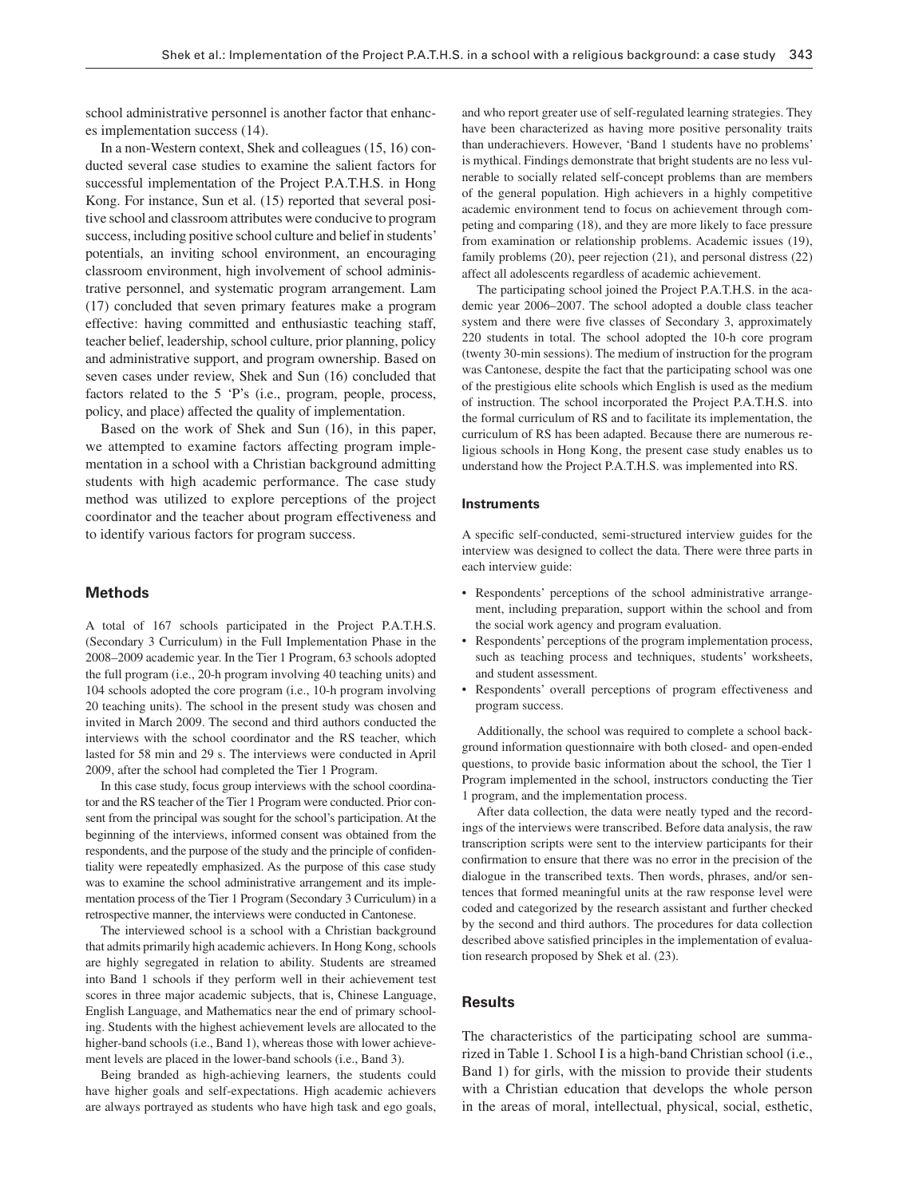school administrative personnel is another factor that enhances implementation success (14).

In a non-Western context, Shek and colleagues (15, 16) conducted several case studies to examine the salient factors for successful implementation of the Project P.A.T.H.S. in Hong Kong. For instance, Sun et al. (15) reported that several positive school and classroom attributes were conducive to program success, including positive school culture and belief in students' potentials, an inviting school environment, an encouraging classroom environment, high involvement of school administrative personnel, and systematic program arrangement. Lam (17) concluded that seven primary features make a program effective: having committed and enthusiastic teaching staff, teacher belief, leadership, school culture, prior planning, policy and administrative support, and program ownership. Based on seven cases under review, Shek and Sun (16) concluded that factors related to the 5 'P's (i.e., program, people, process, policy, and place) affected the quality of implementation.

Based on the work of Shek and Sun (16), in this paper, we attempted to examine factors affecting program implementation in a school with a Christian background admitting students with high academic performance. The case study method was utilized to explore perceptions of the project coordinator and the teacher about program effectiveness and to identify various factors for program success.

## Methods

A total of 167 schools participated in the Project P.A.T.H.S. (Secondary 3 Curriculum) in the Full Implementation Phase in the 2008–2009 academic year. In the Tier 1 Program, 63 schools adopted the full program (i.e., 20-h program involving 40 teaching units) and 104 schools adopted the core program (i.e., 10-h program involving 20 teaching units). The school in the present study was chosen and invited in March 2009. The second and third authors conducted the interviews with the school coordinator and the RS teacher, which lasted for 58 min and 29 s. The interviews were conducted in April 2009, after the school had completed the Tier 1 Program.

In this case study, focus group interviews with the school coordinator and the RS teacher of the Tier 1 Program were conducted. Prior consent from the principal was sought for the school's participation. At the beginning of the interviews, informed consent was obtained from the respondents, and the purpose of the study and the principle of confidentiality were repeatedly emphasized. As the purpose of this case study was to examine the school administrative arrangement and its implementation process of the Tier 1 Program (Secondary 3 Curriculum) in a retrospective manner, the interviews were conducted in Cantonese.

The interviewed school is a school with a Christian background that admits primarily high academic achievers. In Hong Kong, schools are highly segregated in relation to ability. Students are streamed into Band 1 schools if they perform well in their achievement test scores in three major academic subjects, that is, Chinese Language, English Language, and Mathematics near the end of primary schooling. Students with the highest achievement levels are allocated to the higher-band schools (i.e., Band 1), whereas those with lower achievement levels are placed in the lower-band schools (i.e., Band 3).

Being branded as high-achieving learners, the students could have higher goals and self-expectations. High academic achievers are always portrayed as students who have high task and ego goals, and who report greater use of self-regulated learning strategies. They have been characterized as having more positive personality traits than underachievers. However, 'Band 1 students have no problems' is mythical. Findings demonstrate that bright students are no less vulnerable to socially related self-concept problems than are members of the general population. High achievers in a highly competitive academic environment tend to focus on achievement through competing and comparing (18), and they are more likely to face pressure from examination or relationship problems. Academic issues (19), family problems (20), peer rejection (21), and personal distress (22) affect all adolescents regardless of academic achievement.

The participating school joined the Project P.A.T.H.S. in the academic year 2006–2007. The school adopted a double class teacher system and there were five classes of Secondary 3, approximately 220 students in total. The school adopted the 10-h core program (twenty 30-min sessions). The medium of instruction for the program was Cantonese, despite the fact that the participating school was one of the prestigious elite schools which English is used as the medium of instruction. The school incorporated the Project P.A.T.H.S. into the formal curriculum of RS and to facilitate its implementation, the curriculum of RS has been adapted. Because there are numerous religious schools in Hong Kong, the present case study enables us to understand how the Project P.A.T.H.S. was implemented into RS.

### Instruments

A specific self-conducted, semi-structured interview guides for the interview was designed to collect the data. There were three parts in each interview guide:

- Respondents' perceptions of the school administrative arrangement, including preparation, support within the school and from the social work agency and program evaluation.
- Respondents' perceptions of the program implementation process, such as teaching process and techniques, students' worksheets, and student assessment.
- Respondents' overall perceptions of program effectiveness and program success.

Additionally, the school was required to complete a school background information questionnaire with both closed- and open-ended questions, to provide basic information about the school, the Tier 1 Program implemented in the school, instructors conducting the Tier 1 program, and the implementation process.

After data collection, the data were neatly typed and the recordings of the interviews were transcribed. Before data analysis, the raw transcription scripts were sent to the interview participants for their confirmation to ensure that there was no error in the precision of the dialogue in the transcribed texts. Then words, phrases, and/or sentences that formed meaningful units at the raw response level were coded and categorized by the research assistant and further checked by the second and third authors. The procedures for data collection described above satisfied principles in the implementation of evaluation research proposed by Shek et al. (23).

## Results

The characteristics of the participating school are summarized in Table 1. School I is a high-band Christian school (i.e., Band 1) for girls, with the mission to provide their students with a Christian education that develops the whole person in the areas of moral, intellectual, physical, social, esthetic,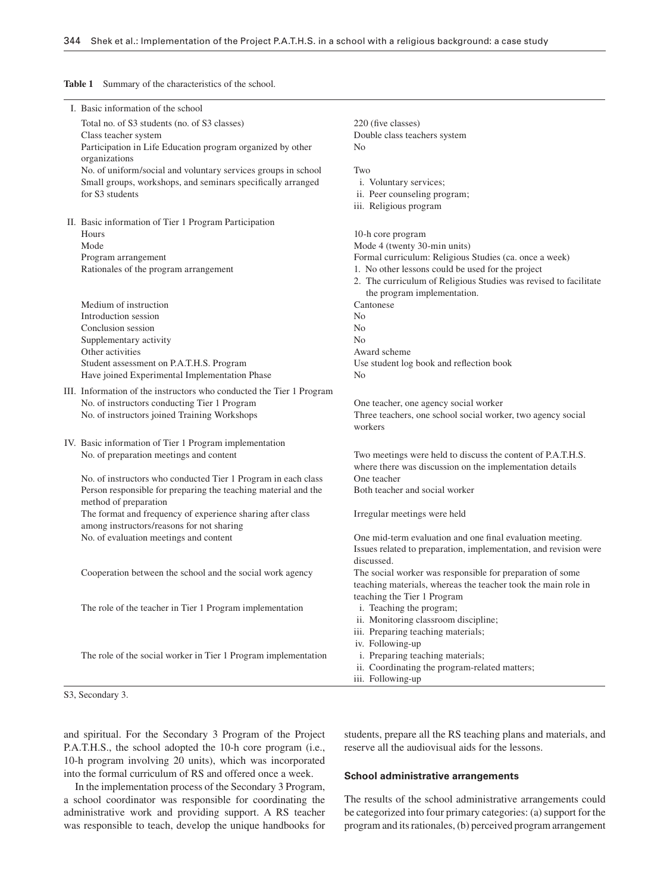**Table 1** Summary of the characteristics of the school.

| | |
|---|---|
| I. Basic information of the school | |
| Total no. of S3 students (no. of S3 classes) | 220 (five classes) |
| Class teacher system | Double class teachers system |
| Participation in Life Education program organized by other organizations | No |
| No. of uniform/social and voluntary services groups in school | Two |
| Small groups, workshops, and seminars specifically arranged for S3 students | i. Voluntary services; ii. Peer counseling program; iii. Religious program |
| II. Basic information of Tier 1 Program Participation | |
| Hours | 10-h core program |
| Mode | Mode 4 (twenty 30-min units) |
| Program arrangement | Formal curriculum: Religious Studies (ca. once a week) |
| Rationales of the program arrangement | 1. No other lessons could be used for the project 2. The curriculum of Religious Studies was revised to facilitate the program implementation. |
| Medium of instruction | Cantonese |
| Introduction session | No |
| Conclusion session | No |
| Supplementary activity | No |
| Other activities | Award scheme |
| Student assessment on P.A.T.H.S. Program | Use student log book and reflection book |
| Have joined Experimental Implementation Phase | No |
| III. Information of the instructors who conducted the Tier 1 Program | |
| No. of instructors conducting Tier 1 Program | One teacher, one agency social worker |
| No. of instructors joined Training Workshops | Three teachers, one school social worker, two agency social workers |
| IV. Basic information of Tier 1 Program implementation | |
| No. of preparation meetings and content | Two meetings were held to discuss the content of P.A.T.H.S. where there was discussion on the implementation details |
| No. of instructors who conducted Tier 1 Program in each class | One teacher |
| Person responsible for preparing the teaching material and the method of preparation | Both teacher and social worker |
| The format and frequency of experience sharing after class among instructors/reasons for not sharing | Irregular meetings were held |
| No. of evaluation meetings and content | One mid-term evaluation and one final evaluation meeting. Issues related to preparation, implementation, and revision were discussed. |
| Cooperation between the school and the social work agency | The social worker was responsible for preparation of some teaching materials, whereas the teacher took the main role in teaching the Tier 1 Program |
| The role of the teacher in Tier 1 Program implementation | i. Teaching the program; ii. Monitoring classroom discipline; iii. Preparing teaching materials; iv. Following-up |
| The role of the social worker in Tier 1 Program implementation | i. Preparing teaching materials; ii. Coordinating the program-related matters; iii. Following-up |

S3, Secondary 3.

and spiritual. For the Secondary 3 Program of the Project P.A.T.H.S., the school adopted the 10-h core program (i.e., 10-h program involving 20 units), which was incorporated into the formal curriculum of RS and offered once a week.

In the implementation process of the Secondary 3 Program, a school coordinator was responsible for coordinating the administrative work and providing support. A RS teacher was responsible to teach, develop the unique handbooks for students, prepare all the RS teaching plans and materials, and reserve all the audiovisual aids for the lessons.

### School administrative arrangements

The results of the school administrative arrangements could be categorized into four primary categories: (a) support for the program and its rationales, (b) perceived program arrangement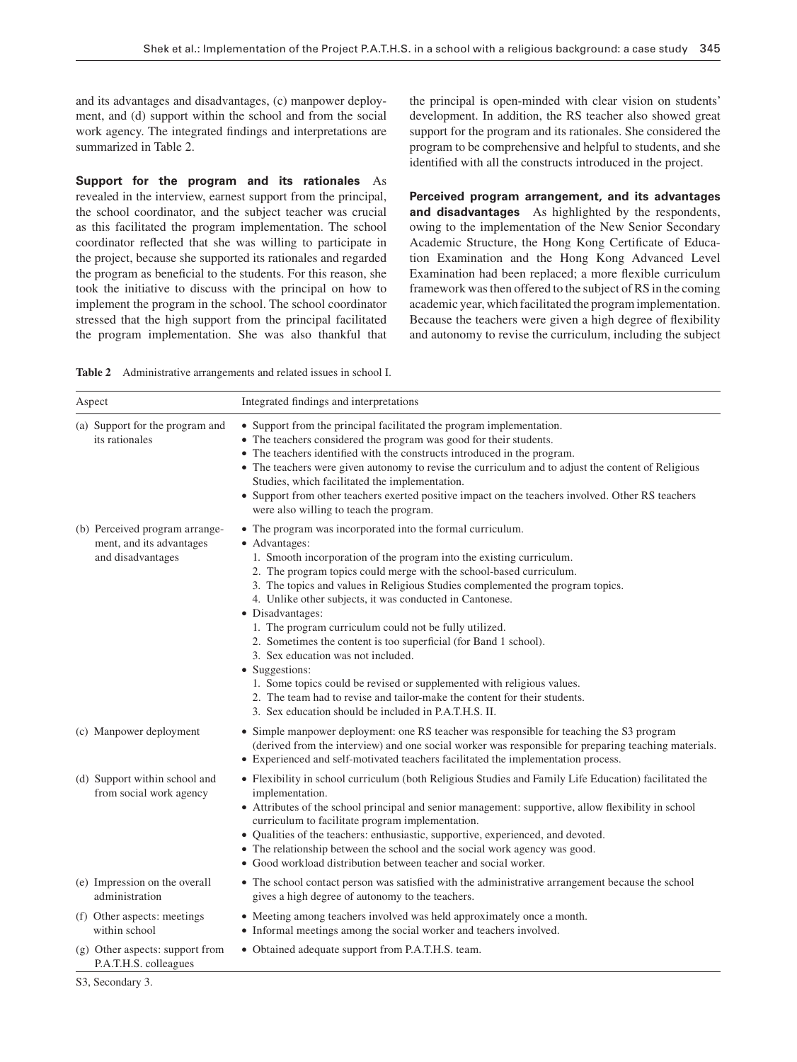and its advantages and disadvantages, (c) manpower deployment, and (d) support within the school and from the social work agency. The integrated findings and interpretations are summarized in Table 2.

**Support for the program and its rationales** As revealed in the interview, earnest support from the principal, the school coordinator, and the subject teacher was crucial as this facilitated the program implementation. The school coordinator reflected that she was willing to participate in the project, because she supported its rationales and regarded the program as beneficial to the students. For this reason, she took the initiative to discuss with the principal on how to implement the program in the school. The school coordinator stressed that the high support from the principal facilitated the program implementation. She was also thankful that the principal is open-minded with clear vision on students' development. In addition, the RS teacher also showed great support for the program and its rationales. She considered the program to be comprehensive and helpful to students, and she identified with all the constructs introduced in the project.

**Perceived program arrangement, and its advantages and disadvantages** As highlighted by the respondents, owing to the implementation of the New Senior Secondary Academic Structure, the Hong Kong Certificate of Education Examination and the Hong Kong Advanced Level Examination had been replaced; a more flexible curriculum framework was then offered to the subject of RS in the coming academic year, which facilitated the program implementation. Because the teachers were given a high degree of flexibility and autonomy to revise the curriculum, including the subject

**Table 2** Administrative arrangements and related issues in school I.

| Aspect | Integrated findings and interpretations |
|---|---|
| (a) Support for the program and its rationales | • Support from the principal facilitated the program implementation.<br>• The teachers considered the program was good for their students.<br>• The teachers identified with the constructs introduced in the program.<br>• The teachers were given autonomy to revise the curriculum and to adjust the content of Religious Studies, which facilitated the implementation.<br>• Support from other teachers exerted positive impact on the teachers involved. Other RS teachers were also willing to teach the program. |
| (b) Perceived program arrangement, and its advantages and disadvantages | • The program was incorporated into the formal curriculum.<br>• Advantages:<br>1. Smooth incorporation of the program into the existing curriculum.<br>2. The program topics could merge with the school-based curriculum.<br>3. The topics and values in Religious Studies complemented the program topics.<br>4. Unlike other subjects, it was conducted in Cantonese.<br>• Disadvantages:<br>1. The program curriculum could not be fully utilized.<br>2. Sometimes the content is too superficial (for Band 1 school).<br>3. Sex education was not included.<br>• Suggestions:<br>1. Some topics could be revised or supplemented with religious values.<br>2. The team had to revise and tailor-make the content for their students.<br>3. Sex education should be included in P.A.T.H.S. II. |
| (c) Manpower deployment | • Simple manpower deployment: one RS teacher was responsible for teaching the S3 program (derived from the interview) and one social worker was responsible for preparing teaching materials.<br>• Experienced and self-motivated teachers facilitated the implementation process. |
| (d) Support within school and from social work agency | • Flexibility in school curriculum (both Religious Studies and Family Life Education) facilitated the implementation.<br>• Attributes of the school principal and senior management: supportive, allow flexibility in school curriculum to facilitate program implementation.<br>• Qualities of the teachers: enthusiastic, supportive, experienced, and devoted.<br>• The relationship between the school and the social work agency was good.<br>• Good workload distribution between teacher and social worker. |
| (e) Impression on the overall administration | • The school contact person was satisfied with the administrative arrangement because the school gives a high degree of autonomy to the teachers. |
| (f) Other aspects: meetings within school | • Meeting among teachers involved was held approximately once a month.<br>• Informal meetings among the social worker and teachers involved. |
| (g) Other aspects: support from P.A.T.H.S. colleagues | • Obtained adequate support from P.A.T.H.S. team. |

S3, Secondary 3.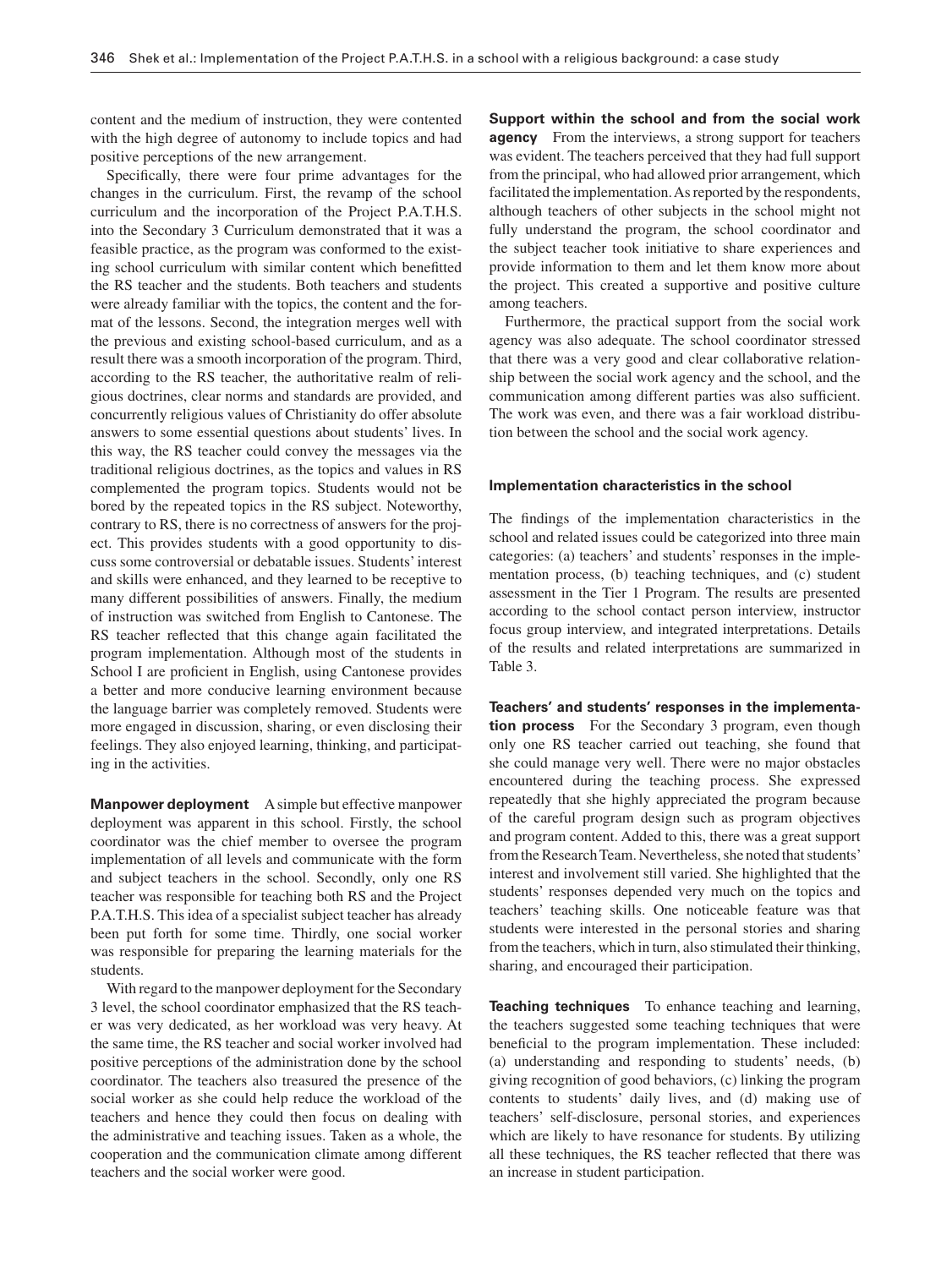content and the medium of instruction, they were contented with the high degree of autonomy to include topics and had positive perceptions of the new arrangement.

Specifically, there were four prime advantages for the changes in the curriculum. First, the revamp of the school curriculum and the incorporation of the Project P.A.T.H.S. into the Secondary 3 Curriculum demonstrated that it was a feasible practice, as the program was conformed to the existing school curriculum with similar content which benefitted the RS teacher and the students. Both teachers and students were already familiar with the topics, the content and the format of the lessons. Second, the integration merges well with the previous and existing school-based curriculum, and as a result there was a smooth incorporation of the program. Third, according to the RS teacher, the authoritative realm of religious doctrines, clear norms and standards are provided, and concurrently religious values of Christianity do offer absolute answers to some essential questions about students' lives. In this way, the RS teacher could convey the messages via the traditional religious doctrines, as the topics and values in RS complemented the program topics. Students would not be bored by the repeated topics in the RS subject. Noteworthy, contrary to RS, there is no correctness of answers for the project. This provides students with a good opportunity to discuss some controversial or debatable issues. Students' interest and skills were enhanced, and they learned to be receptive to many different possibilities of answers. Finally, the medium of instruction was switched from English to Cantonese. The RS teacher reflected that this change again facilitated the program implementation. Although most of the students in School I are proficient in English, using Cantonese provides a better and more conducive learning environment because the language barrier was completely removed. Students were more engaged in discussion, sharing, or even disclosing their feelings. They also enjoyed learning, thinking, and participating in the activities.

**Manpower deployment** A simple but effective manpower deployment was apparent in this school. Firstly, the school coordinator was the chief member to oversee the program implementation of all levels and communicate with the form and subject teachers in the school. Secondly, only one RS teacher was responsible for teaching both RS and the Project P.A.T.H.S. This idea of a specialist subject teacher has already been put forth for some time. Thirdly, one social worker was responsible for preparing the learning materials for the students.

With regard to the manpower deployment for the Secondary 3 level, the school coordinator emphasized that the RS teacher was very dedicated, as her workload was very heavy. At the same time, the RS teacher and social worker involved had positive perceptions of the administration done by the school coordinator. The teachers also treasured the presence of the social worker as she could help reduce the workload of the teachers and hence they could then focus on dealing with the administrative and teaching issues. Taken as a whole, the cooperation and the communication climate among different teachers and the social worker were good.

**Support within the school and from the social work agency** From the interviews, a strong support for teachers was evident. The teachers perceived that they had full support from the principal, who had allowed prior arrangement, which facilitated the implementation. As reported by the respondents, although teachers of other subjects in the school might not fully understand the program, the school coordinator and the subject teacher took initiative to share experiences and provide information to them and let them know more about the project. This created a supportive and positive culture among teachers.

Furthermore, the practical support from the social work agency was also adequate. The school coordinator stressed that there was a very good and clear collaborative relationship between the social work agency and the school, and the communication among different parties was also sufficient. The work was even, and there was a fair workload distribution between the school and the social work agency.

### Implementation characteristics in the school

The findings of the implementation characteristics in the school and related issues could be categorized into three main categories: (a) teachers' and students' responses in the implementation process, (b) teaching techniques, and (c) student assessment in the Tier 1 Program. The results are presented according to the school contact person interview, instructor focus group interview, and integrated interpretations. Details of the results and related interpretations are summarized in Table 3.

**Teachers' and students' responses in the implementation process** For the Secondary 3 program, even though only one RS teacher carried out teaching, she found that she could manage very well. There were no major obstacles encountered during the teaching process. She expressed repeatedly that she highly appreciated the program because of the careful program design such as program objectives and program content. Added to this, there was a great support from the Research Team. Nevertheless, she noted that students' interest and involvement still varied. She highlighted that the students' responses depended very much on the topics and teachers' teaching skills. One noticeable feature was that students were interested in the personal stories and sharing from the teachers, which in turn, also stimulated their thinking, sharing, and encouraged their participation.

**Teaching techniques** To enhance teaching and learning, the teachers suggested some teaching techniques that were beneficial to the program implementation. These included: (a) understanding and responding to students' needs, (b) giving recognition of good behaviors, (c) linking the program contents to students' daily lives, and (d) making use of teachers' self-disclosure, personal stories, and experiences which are likely to have resonance for students. By utilizing all these techniques, the RS teacher reflected that there was an increase in student participation.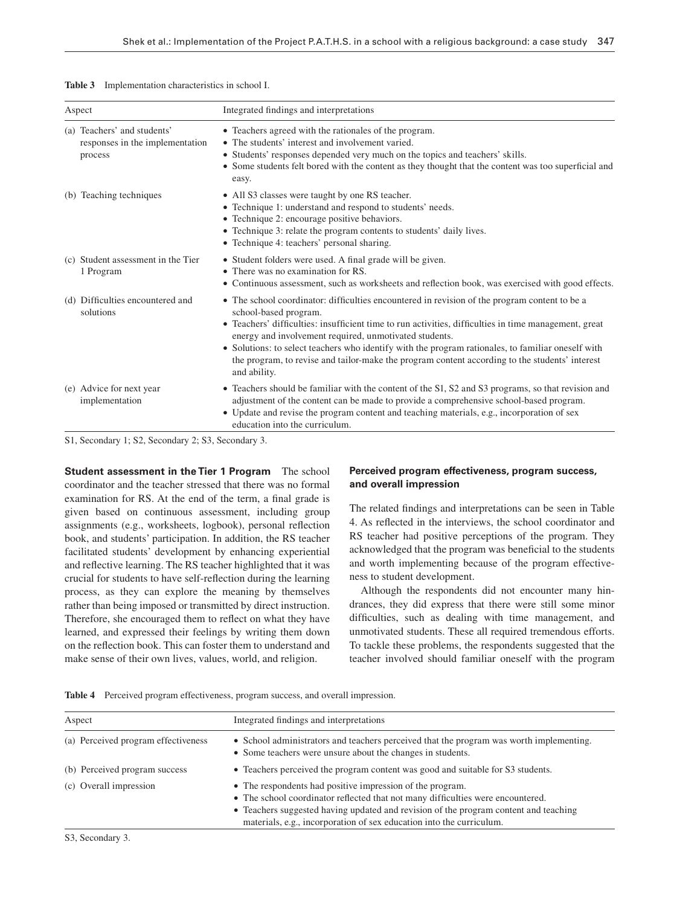**Table 3** Implementation characteristics in school I.

| Aspect | Integrated findings and interpretations |
|---|---|
| (a) Teachers' and students' responses in the implementation process | • Teachers agreed with the rationales of the program.<br>• The students' interest and involvement varied.<br>• Students' responses depended very much on the topics and teachers' skills.<br>• Some students felt bored with the content as they thought that the content was too superficial and easy. |
| (b) Teaching techniques | • All S3 classes were taught by one RS teacher.<br>• Technique 1: understand and respond to students' needs.<br>• Technique 2: encourage positive behaviors.<br>• Technique 3: relate the program contents to students' daily lives.<br>• Technique 4: teachers' personal sharing. |
| (c) Student assessment in the Tier 1 Program | • Student folders were used. A final grade will be given.<br>• There was no examination for RS.<br>• Continuous assessment, such as worksheets and reflection book, was exercised with good effects. |
| (d) Difficulties encountered and solutions | • The school coordinator: difficulties encountered in revision of the program content to be a school-based program.<br>• Teachers' difficulties: insufficient time to run activities, difficulties in time management, great energy and involvement required, unmotivated students.<br>• Solutions: to select teachers who identify with the program rationales, to familiar oneself with the program, to revise and tailor-make the program content according to the students' interest and ability. |
| (e) Advice for next year implementation | • Teachers should be familiar with the content of the S1, S2 and S3 programs, so that revision and adjustment of the content can be made to provide a comprehensive school-based program.<br>• Update and revise the program content and teaching materials, e.g., incorporation of sex education into the curriculum. |

S1, Secondary 1; S2, Secondary 2; S3, Secondary 3.

**Student assessment in the Tier 1 Program** The school coordinator and the teacher stressed that there was no formal examination for RS. At the end of the term, a final grade is given based on continuous assessment, including group assignments (e.g., worksheets, logbook), personal reflection book, and students' participation. In addition, the RS teacher facilitated students' development by enhancing experiential and reflective learning. The RS teacher highlighted that it was crucial for students to have self-reflection during the learning process, as they can explore the meaning by themselves rather than being imposed or transmitted by direct instruction. Therefore, she encouraged them to reflect on what they have learned, and expressed their feelings by writing them down on the reflection book. This can foster them to understand and make sense of their own lives, values, world, and religion.

### Perceived program effectiveness, program success, and overall impression

The related findings and interpretations can be seen in Table 4. As reflected in the interviews, the school coordinator and RS teacher had positive perceptions of the program. They acknowledged that the program was beneficial to the students and worth implementing because of the program effectiveness to student development.

Although the respondents did not encounter many hindrances, they did express that there were still some minor difficulties, such as dealing with time management, and unmotivated students. These all required tremendous efforts. To tackle these problems, the respondents suggested that the teacher involved should familiar oneself with the program

**Table 4** Perceived program effectiveness, program success, and overall impression.

| Aspect | Integrated findings and interpretations |
|---|---|
| (a) Perceived program effectiveness | • School administrators and teachers perceived that the program was worth implementing.<br>• Some teachers were unsure about the changes in students. |
| (b) Perceived program success | • Teachers perceived the program content was good and suitable for S3 students. |
| (c) Overall impression | • The respondents had positive impression of the program.<br>• The school coordinator reflected that not many difficulties were encountered.<br>• Teachers suggested having updated and revision of the program content and teaching materials, e.g., incorporation of sex education into the curriculum. |

S3, Secondary 3.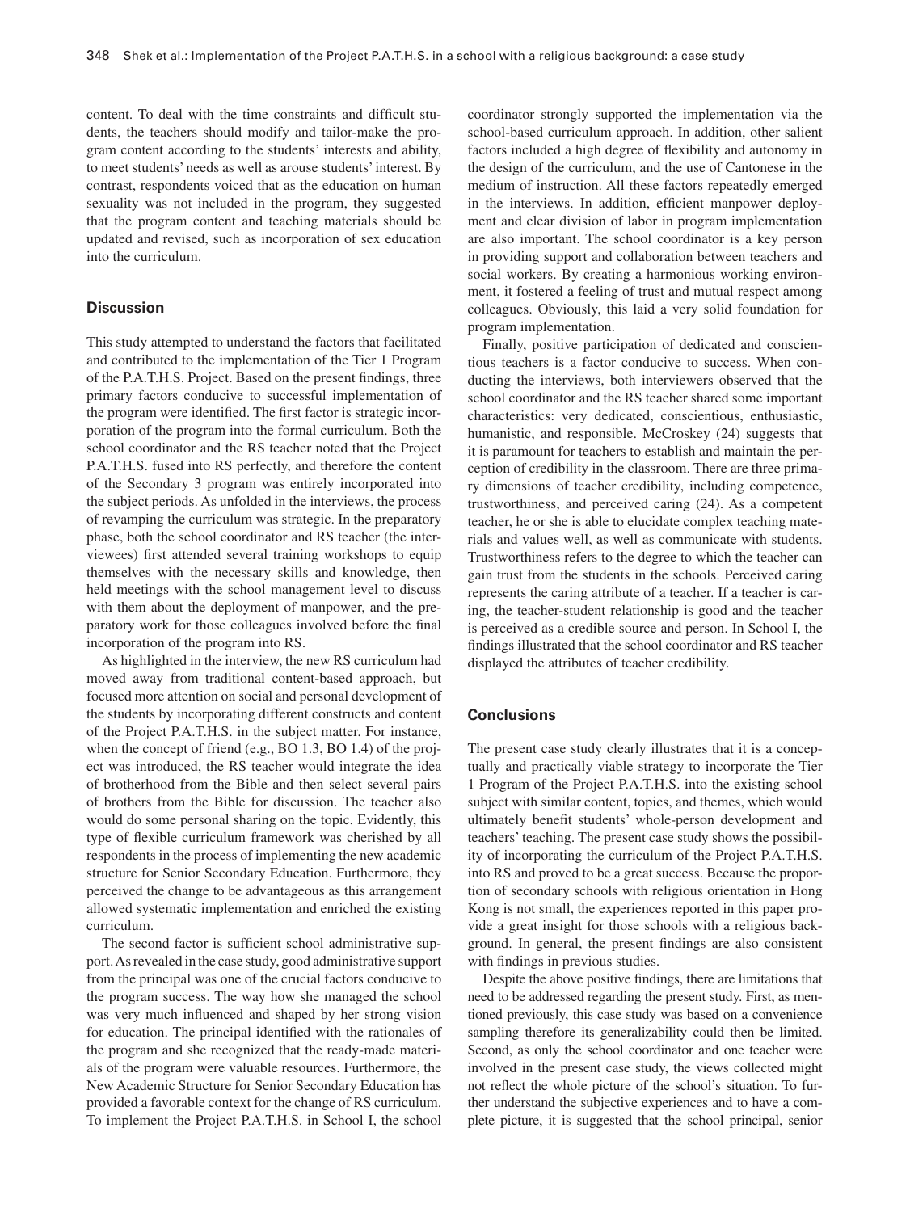content. To deal with the time constraints and difficult students, the teachers should modify and tailor-make the program content according to the students' interests and ability, to meet students' needs as well as arouse students' interest. By contrast, respondents voiced that as the education on human sexuality was not included in the program, they suggested that the program content and teaching materials should be updated and revised, such as incorporation of sex education into the curriculum.

## Discussion

This study attempted to understand the factors that facilitated and contributed to the implementation of the Tier 1 Program of the P.A.T.H.S. Project. Based on the present findings, three primary factors conducive to successful implementation of the program were identified. The first factor is strategic incorporation of the program into the formal curriculum. Both the school coordinator and the RS teacher noted that the Project P.A.T.H.S. fused into RS perfectly, and therefore the content of the Secondary 3 program was entirely incorporated into the subject periods. As unfolded in the interviews, the process of revamping the curriculum was strategic. In the preparatory phase, both the school coordinator and RS teacher (the interviewees) first attended several training workshops to equip themselves with the necessary skills and knowledge, then held meetings with the school management level to discuss with them about the deployment of manpower, and the preparatory work for those colleagues involved before the final incorporation of the program into RS.

As highlighted in the interview, the new RS curriculum had moved away from traditional content-based approach, but focused more attention on social and personal development of the students by incorporating different constructs and content of the Project P.A.T.H.S. in the subject matter. For instance, when the concept of friend (e.g., BO 1.3, BO 1.4) of the project was introduced, the RS teacher would integrate the idea of brotherhood from the Bible and then select several pairs of brothers from the Bible for discussion. The teacher also would do some personal sharing on the topic. Evidently, this type of flexible curriculum framework was cherished by all respondents in the process of implementing the new academic structure for Senior Secondary Education. Furthermore, they perceived the change to be advantageous as this arrangement allowed systematic implementation and enriched the existing curriculum.

The second factor is sufficient school administrative support. As revealed in the case study, good administrative support from the principal was one of the crucial factors conducive to the program success. The way how she managed the school was very much influenced and shaped by her strong vision for education. The principal identified with the rationales of the program and she recognized that the ready-made materials of the program were valuable resources. Furthermore, the New Academic Structure for Senior Secondary Education has provided a favorable context for the change of RS curriculum. To implement the Project P.A.T.H.S. in School I, the school coordinator strongly supported the implementation via the school-based curriculum approach. In addition, other salient factors included a high degree of flexibility and autonomy in the design of the curriculum, and the use of Cantonese in the medium of instruction. All these factors repeatedly emerged in the interviews. In addition, efficient manpower deployment and clear division of labor in program implementation are also important. The school coordinator is a key person in providing support and collaboration between teachers and social workers. By creating a harmonious working environment, it fostered a feeling of trust and mutual respect among colleagues. Obviously, this laid a very solid foundation for program implementation.

Finally, positive participation of dedicated and conscientious teachers is a factor conducive to success. When conducting the interviews, both interviewers observed that the school coordinator and the RS teacher shared some important characteristics: very dedicated, conscientious, enthusiastic, humanistic, and responsible. McCroskey (24) suggests that it is paramount for teachers to establish and maintain the perception of credibility in the classroom. There are three primary dimensions of teacher credibility, including competence, trustworthiness, and perceived caring (24). As a competent teacher, he or she is able to elucidate complex teaching materials and values well, as well as communicate with students. Trustworthiness refers to the degree to which the teacher can gain trust from the students in the schools. Perceived caring represents the caring attribute of a teacher. If a teacher is caring, the teacher-student relationship is good and the teacher is perceived as a credible source and person. In School I, the findings illustrated that the school coordinator and RS teacher displayed the attributes of teacher credibility.

## Conclusions

The present case study clearly illustrates that it is a conceptually and practically viable strategy to incorporate the Tier 1 Program of the Project P.A.T.H.S. into the existing school subject with similar content, topics, and themes, which would ultimately benefit students' whole-person development and teachers' teaching. The present case study shows the possibility of incorporating the curriculum of the Project P.A.T.H.S. into RS and proved to be a great success. Because the proportion of secondary schools with religious orientation in Hong Kong is not small, the experiences reported in this paper provide a great insight for those schools with a religious background. In general, the present findings are also consistent with findings in previous studies.

Despite the above positive findings, there are limitations that need to be addressed regarding the present study. First, as mentioned previously, this case study was based on a convenience sampling therefore its generalizability could then be limited. Second, as only the school coordinator and one teacher were involved in the present case study, the views collected might not reflect the whole picture of the school's situation. To further understand the subjective experiences and to have a complete picture, it is suggested that the school principal, senior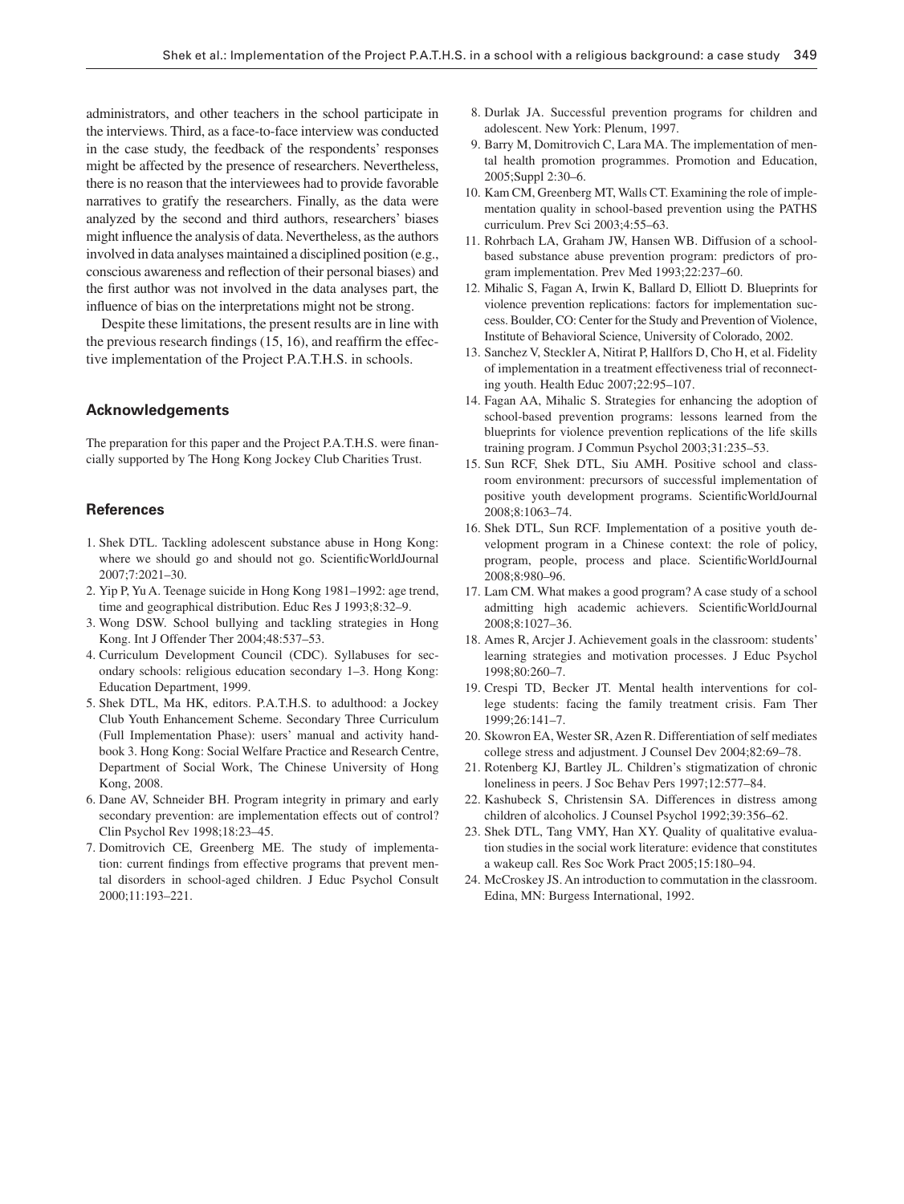administrators, and other teachers in the school participate in the interviews. Third, as a face-to-face interview was conducted in the case study, the feedback of the respondents' responses might be affected by the presence of researchers. Nevertheless, there is no reason that the interviewees had to provide favorable narratives to gratify the researchers. Finally, as the data were analyzed by the second and third authors, researchers' biases might influence the analysis of data. Nevertheless, as the authors involved in data analyses maintained a disciplined position (e.g., conscious awareness and reflection of their personal biases) and the first author was not involved in the data analyses part, the influence of bias on the interpretations might not be strong.

Despite these limitations, the present results are in line with the previous research findings (15, 16), and reaffirm the effective implementation of the Project P.A.T.H.S. in schools.

## Acknowledgements

The preparation for this paper and the Project P.A.T.H.S. were financially supported by The Hong Kong Jockey Club Charities Trust.

## References

1. Shek DTL. Tackling adolescent substance abuse in Hong Kong: where we should go and should not go. ScientificWorldJournal 2007;7:2021–30.
2. Yip P, Yu A. Teenage suicide in Hong Kong 1981–1992: age trend, time and geographical distribution. Educ Res J 1993;8:32–9.
3. Wong DSW. School bullying and tackling strategies in Hong Kong. Int J Offender Ther 2004;48:537–53.
4. Curriculum Development Council (CDC). Syllabuses for secondary schools: religious education secondary 1–3. Hong Kong: Education Department, 1999.
5. Shek DTL, Ma HK, editors. P.A.T.H.S. to adulthood: a Jockey Club Youth Enhancement Scheme. Secondary Three Curriculum (Full Implementation Phase): users' manual and activity handbook 3. Hong Kong: Social Welfare Practice and Research Centre, Department of Social Work, The Chinese University of Hong Kong, 2008.
6. Dane AV, Schneider BH. Program integrity in primary and early secondary prevention: are implementation effects out of control? Clin Psychol Rev 1998;18:23–45.
7. Domitrovich CE, Greenberg ME. The study of implementation: current findings from effective programs that prevent mental disorders in school-aged children. J Educ Psychol Consult 2000;11:193–221.
8. Durlak JA. Successful prevention programs for children and adolescent. New York: Plenum, 1997.
9. Barry M, Domitrovich C, Lara MA. The implementation of mental health promotion programmes. Promotion and Education, 2005;Suppl 2:30–6.
10. Kam CM, Greenberg MT, Walls CT. Examining the role of implementation quality in school-based prevention using the PATHS curriculum. Prev Sci 2003;4:55–63.
11. Rohrbach LA, Graham JW, Hansen WB. Diffusion of a school-based substance abuse prevention program: predictors of program implementation. Prev Med 1993;22:237–60.
12. Mihalic S, Fagan A, Irwin K, Ballard D, Elliott D. Blueprints for violence prevention replications: factors for implementation success. Boulder, CO: Center for the Study and Prevention of Violence, Institute of Behavioral Science, University of Colorado, 2002.
13. Sanchez V, Steckler A, Nitirat P, Hallfors D, Cho H, et al. Fidelity of implementation in a treatment effectiveness trial of reconnecting youth. Health Educ 2007;22:95–107.
14. Fagan AA, Mihalic S. Strategies for enhancing the adoption of school-based prevention programs: lessons learned from the blueprints for violence prevention replications of the life skills training program. J Commun Psychol 2003;31:235–53.
15. Sun RCF, Shek DTL, Siu AMH. Positive school and classroom environment: precursors of successful implementation of positive youth development programs. ScientificWorldJournal 2008;8:1063–74.
16. Shek DTL, Sun RCF. Implementation of a positive youth development program in a Chinese context: the role of policy, program, people, process and place. ScientificWorldJournal 2008;8:980–96.
17. Lam CM. What makes a good program? A case study of a school admitting high academic achievers. ScientificWorldJournal 2008;8:1027–36.
18. Ames R, Arcjer J. Achievement goals in the classroom: students' learning strategies and motivation processes. J Educ Psychol 1998;80:260–7.
19. Crespi TD, Becker JT. Mental health interventions for college students: facing the family treatment crisis. Fam Ther 1999;26:141–7.
20. Skowron EA, Wester SR, Azen R. Differentiation of self mediates college stress and adjustment. J Counsel Dev 2004;82:69–78.
21. Rotenberg KJ, Bartley JL. Children's stigmatization of chronic loneliness in peers. J Soc Behav Pers 1997;12:577–84.
22. Kashubeck S, Christensin SA. Differences in distress among children of alcoholics. J Counsel Psychol 1992;39:356–62.
23. Shek DTL, Tang VMY, Han XY. Quality of qualitative evaluation studies in the social work literature: evidence that constitutes a wakeup call. Res Soc Work Pract 2005;15:180–94.
24. McCroskey JS. An introduction to commutation in the classroom. Edina, MN: Burgess International, 1992.